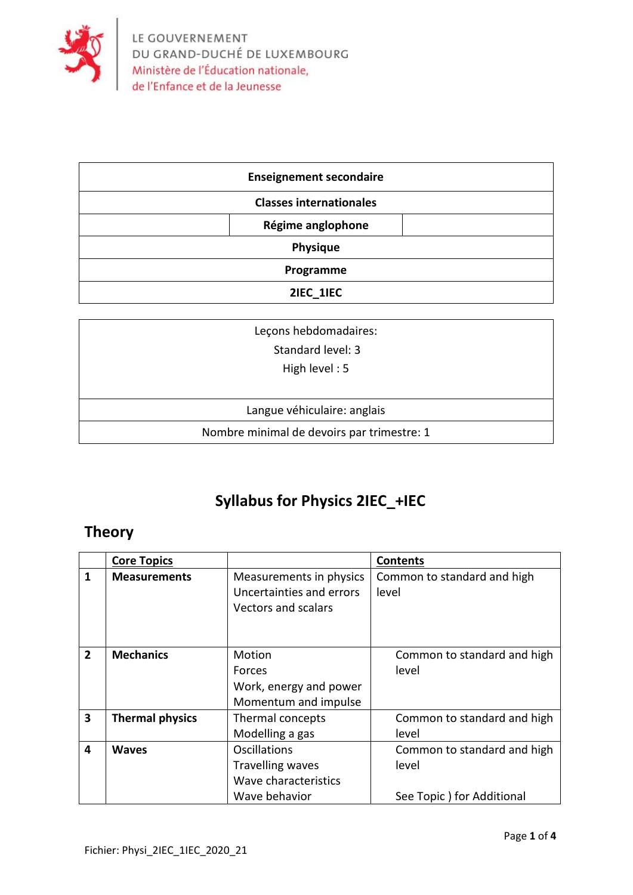LE GOUVERNEMENT
DU GRAND-DUCHÉ DE LUXEMBOURG
Ministère de l'Éducation nationale,
de l'Enfance et de la Jeunesse

| Enseignement secondaire |
|---|
| Classes internationales |
| Régime anglophone |
| Physique |
| Programme |
| 2IEC_1IEC |

| Leçons hebdomadaires: Standard level: 3 High level : 5 |
|---|
| Langue véhiculaire: anglais |
| Nombre minimal de devoirs par trimestre: 1 |

# Syllabus for Physics 2IEC_+IEC

## Theory

| | Core Topics | | Contents |
|---|---|---|---|
| 1 | **Measurements** | Measurements in physics<br>Uncertainties and errors<br>Vectors and scalars | Common to standard and high level |
| 2 | **Mechanics** | Motion<br>Forces<br>Work, energy and power<br>Momentum and impulse | Common to standard and high level |
| 3 | **Thermal physics** | Thermal concepts<br>Modelling a gas | Common to standard and high level |
| 4 | **Waves** | Oscillations<br>Travelling waves<br>Wave characteristics<br>Wave behavior | Common to standard and high level<br><br>See Topic ) for Additional |

Fichier: Physi_2IEC_1IEC_2020_21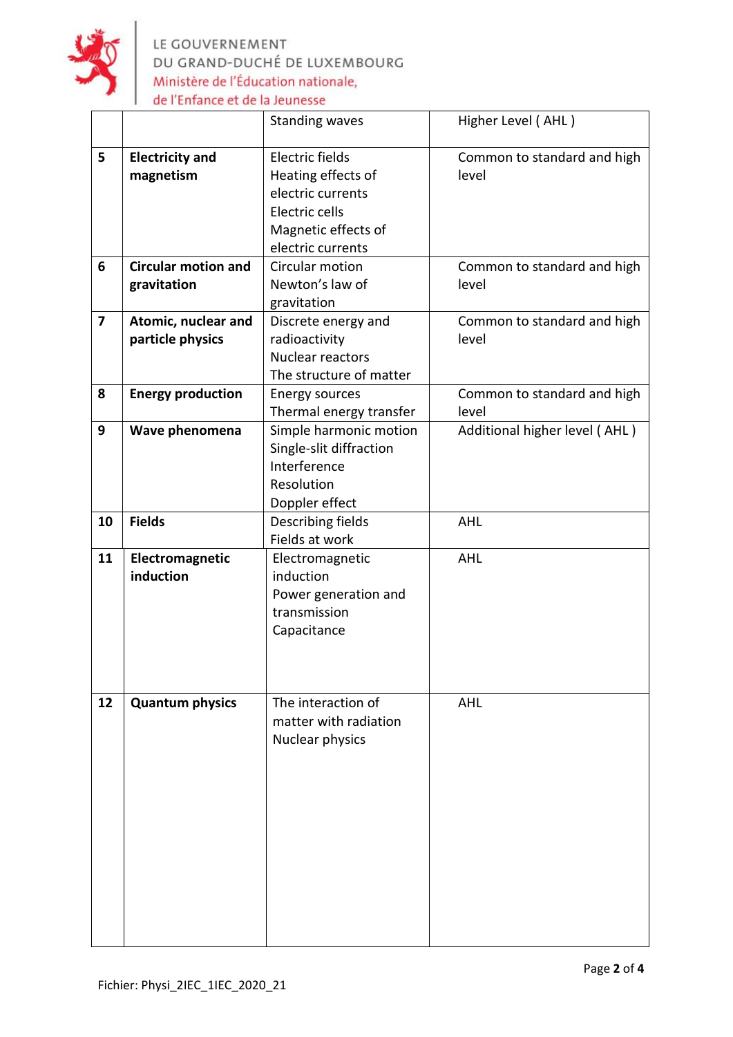| | | | |
|---|---|---|---|
| | | Standing waves | Higher Level ( AHL ) |
| 5 | **Electricity and magnetism** | Electric fields<br>Heating effects of electric currents<br>Electric cells<br>Magnetic effects of electric currents | Common to standard and high level |
| 6 | **Circular motion and gravitation** | Circular motion<br>Newton's law of gravitation | Common to standard and high level |
| 7 | **Atomic, nuclear and particle physics** | Discrete energy and radioactivity<br>Nuclear reactors<br>The structure of matter | Common to standard and high level |
| 8 | **Energy production** | Energy sources<br>Thermal energy transfer | Common to standard and high level |
| 9 | **Wave phenomena** | Simple harmonic motion<br>Single-slit diffraction<br>Interference<br>Resolution<br>Doppler effect | Additional higher level ( AHL ) |
| 10 | **Fields** | Describing fields<br>Fields at work | AHL |
| 11 | **Electromagnetic induction** | Electromagnetic induction<br>Power generation and transmission<br>Capacitance | AHL |
| 12 | **Quantum physics** | The interaction of matter with radiation<br>Nuclear physics | AHL |

Fichier: Physi_2IEC_1IEC_2020_21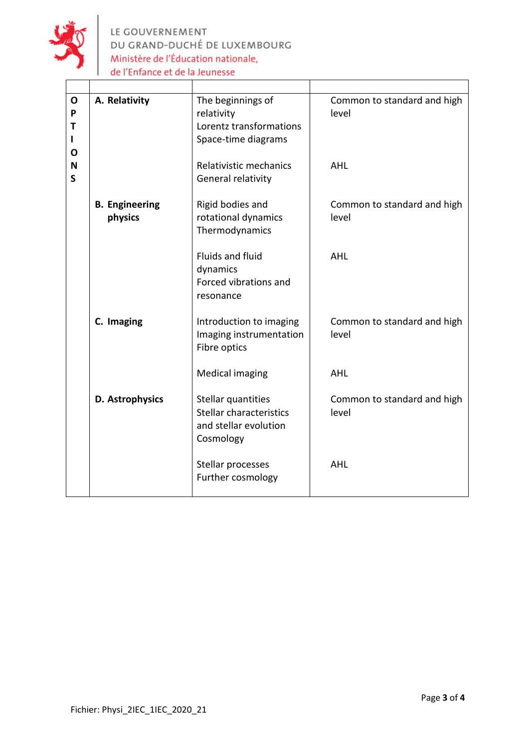| | | | |
|---|---|---|---|
| **OPTIONS** | **A. Relativity** | The beginnings of relativity<br>Lorentz transformations<br>Space-time diagrams | Common to standard and high level |
| | | Relativistic mechanics<br>General relativity | AHL |
| | **B. Engineering physics** | Rigid bodies and rotational dynamics<br>Thermodynamics | Common to standard and high level |
| | | Fluids and fluid dynamics<br>Forced vibrations and resonance | AHL |
| | **C. Imaging** | Introduction to imaging<br>Imaging instrumentation<br>Fibre optics | Common to standard and high level |
| | | Medical imaging | AHL |
| | **D. Astrophysics** | Stellar quantities<br>Stellar characteristics and stellar evolution<br>Cosmology | Common to standard and high level |
| | | Stellar processes<br>Further cosmology | AHL |

Fichier: Physi_2IEC_1IEC_2020_21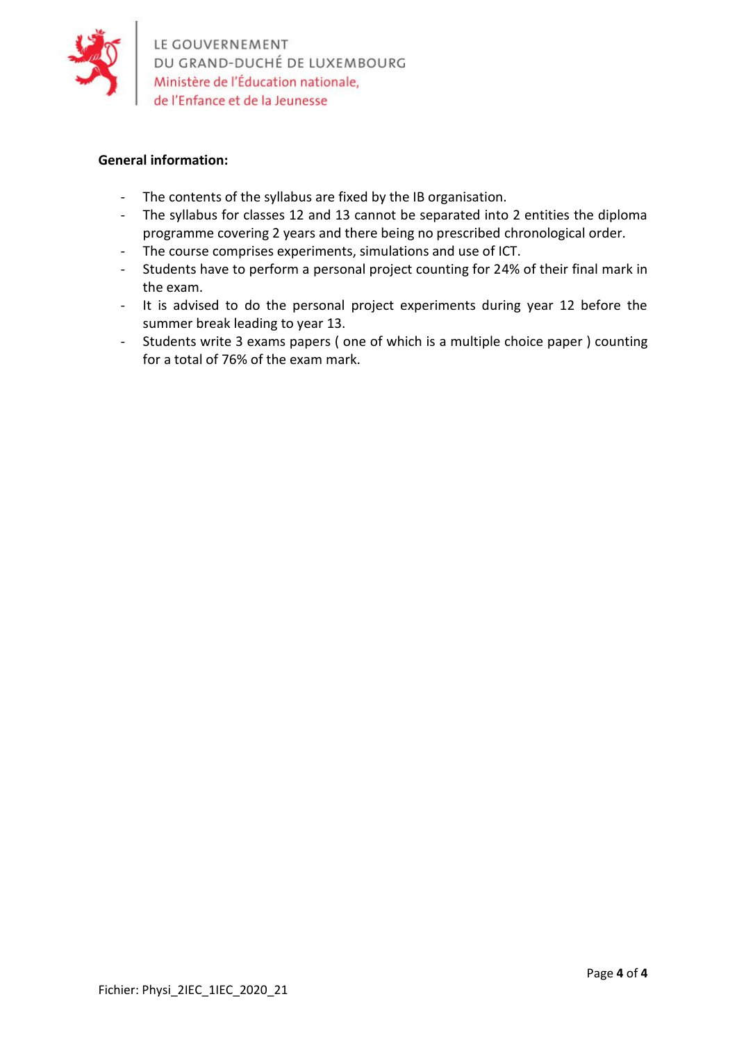**General information:**

- The contents of the syllabus are fixed by the IB organisation.
- The syllabus for classes 12 and 13 cannot be separated into 2 entities the diploma programme covering 2 years and there being no prescribed chronological order.
- The course comprises experiments, simulations and use of ICT.
- Students have to perform a personal project counting for 24% of their final mark in the exam.
- It is advised to do the personal project experiments during year 12 before the summer break leading to year 13.
- Students write 3 exams papers ( one of which is a multiple choice paper ) counting for a total of 76% of the exam mark.